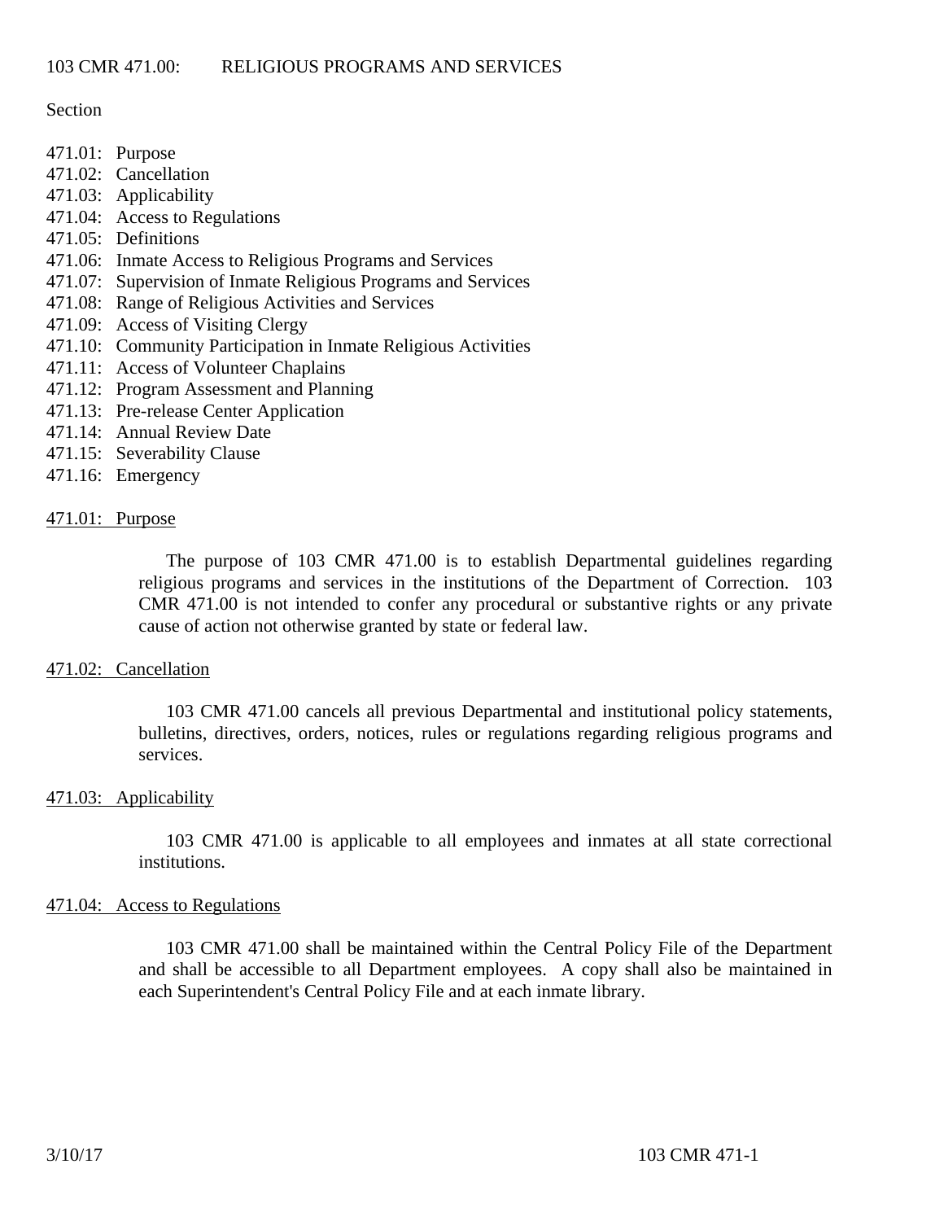# 103 CMR 471.00: RELIGIOUS PROGRAMS AND SERVICES

Section

471.01: Purpose
471.02: Cancellation
471.03: Applicability
471.04: Access to Regulations
471.05: Definitions
471.06: Inmate Access to Religious Programs and Services
471.07: Supervision of Inmate Religious Programs and Services
471.08: Range of Religious Activities and Services
471.09: Access of Visiting Clergy
471.10: Community Participation in Inmate Religious Activities
471.11: Access of Volunteer Chaplains
471.12: Program Assessment and Planning
471.13: Pre-release Center Application
471.14: Annual Review Date
471.15: Severability Clause
471.16: Emergency

## 471.01: Purpose

The purpose of 103 CMR 471.00 is to establish Departmental guidelines regarding religious programs and services in the institutions of the Department of Correction. 103 CMR 471.00 is not intended to confer any procedural or substantive rights or any private cause of action not otherwise granted by state or federal law.

## 471.02: Cancellation

103 CMR 471.00 cancels all previous Departmental and institutional policy statements, bulletins, directives, orders, notices, rules or regulations regarding religious programs and services.

## 471.03: Applicability

103 CMR 471.00 is applicable to all employees and inmates at all state correctional institutions.

## 471.04: Access to Regulations

103 CMR 471.00 shall be maintained within the Central Policy File of the Department and shall be accessible to all Department employees. A copy shall also be maintained in each Superintendent's Central Policy File and at each inmate library.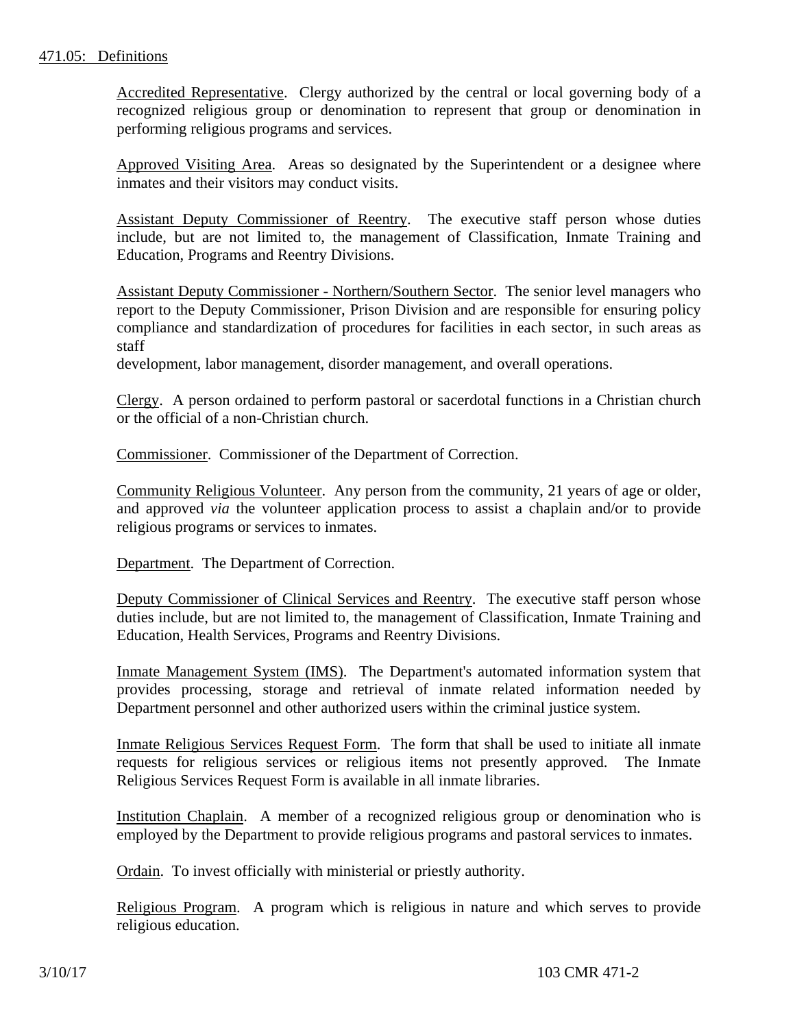471.05: Definitions

Accredited Representative. Clergy authorized by the central or local governing body of a recognized religious group or denomination to represent that group or denomination in performing religious programs and services.

Approved Visiting Area. Areas so designated by the Superintendent or a designee where inmates and their visitors may conduct visits.

Assistant Deputy Commissioner of Reentry. The executive staff person whose duties include, but are not limited to, the management of Classification, Inmate Training and Education, Programs and Reentry Divisions.

Assistant Deputy Commissioner - Northern/Southern Sector. The senior level managers who report to the Deputy Commissioner, Prison Division and are responsible for ensuring policy compliance and standardization of procedures for facilities in each sector, in such areas as staff development, labor management, disorder management, and overall operations.

Clergy. A person ordained to perform pastoral or sacerdotal functions in a Christian church or the official of a non-Christian church.

Commissioner. Commissioner of the Department of Correction.

Community Religious Volunteer. Any person from the community, 21 years of age or older, and approved *via* the volunteer application process to assist a chaplain and/or to provide religious programs or services to inmates.

Department. The Department of Correction.

Deputy Commissioner of Clinical Services and Reentry. The executive staff person whose duties include, but are not limited to, the management of Classification, Inmate Training and Education, Health Services, Programs and Reentry Divisions.

Inmate Management System (IMS). The Department's automated information system that provides processing, storage and retrieval of inmate related information needed by Department personnel and other authorized users within the criminal justice system.

Inmate Religious Services Request Form. The form that shall be used to initiate all inmate requests for religious services or religious items not presently approved. The Inmate Religious Services Request Form is available in all inmate libraries.

Institution Chaplain. A member of a recognized religious group or denomination who is employed by the Department to provide religious programs and pastoral services to inmates.

Ordain. To invest officially with ministerial or priestly authority.

Religious Program. A program which is religious in nature and which serves to provide religious education.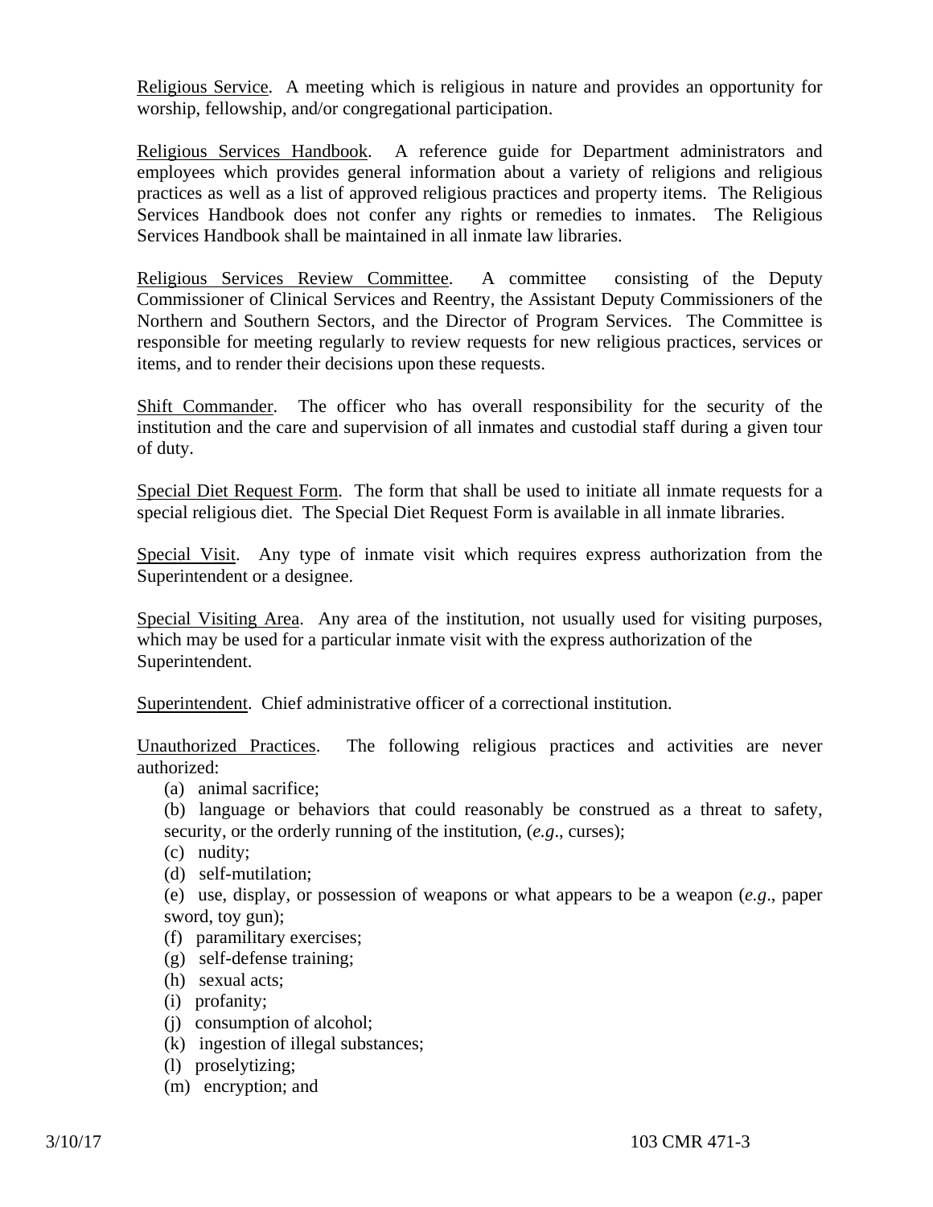Religious Service. A meeting which is religious in nature and provides an opportunity for worship, fellowship, and/or congregational participation.

Religious Services Handbook. A reference guide for Department administrators and employees which provides general information about a variety of religions and religious practices as well as a list of approved religious practices and property items. The Religious Services Handbook does not confer any rights or remedies to inmates. The Religious Services Handbook shall be maintained in all inmate law libraries.

Religious Services Review Committee. A committee consisting of the Deputy Commissioner of Clinical Services and Reentry, the Assistant Deputy Commissioners of the Northern and Southern Sectors, and the Director of Program Services. The Committee is responsible for meeting regularly to review requests for new religious practices, services or items, and to render their decisions upon these requests.

Shift Commander. The officer who has overall responsibility for the security of the institution and the care and supervision of all inmates and custodial staff during a given tour of duty.

Special Diet Request Form. The form that shall be used to initiate all inmate requests for a special religious diet. The Special Diet Request Form is available in all inmate libraries.

Special Visit. Any type of inmate visit which requires express authorization from the Superintendent or a designee.

Special Visiting Area. Any area of the institution, not usually used for visiting purposes, which may be used for a particular inmate visit with the express authorization of the Superintendent.

Superintendent. Chief administrative officer of a correctional institution.

Unauthorized Practices. The following religious practices and activities are never authorized:

(a) animal sacrifice;

(b) language or behaviors that could reasonably be construed as a threat to safety, security, or the orderly running of the institution, (*e.g*., curses);

(c) nudity;

(d) self-mutilation;

(e) use, display, or possession of weapons or what appears to be a weapon (*e.g*., paper sword, toy gun);

(f) paramilitary exercises;

(g) self-defense training;

(h) sexual acts;

(i) profanity;

(j) consumption of alcohol;

(k) ingestion of illegal substances;

(l) proselytizing;

(m) encryption; and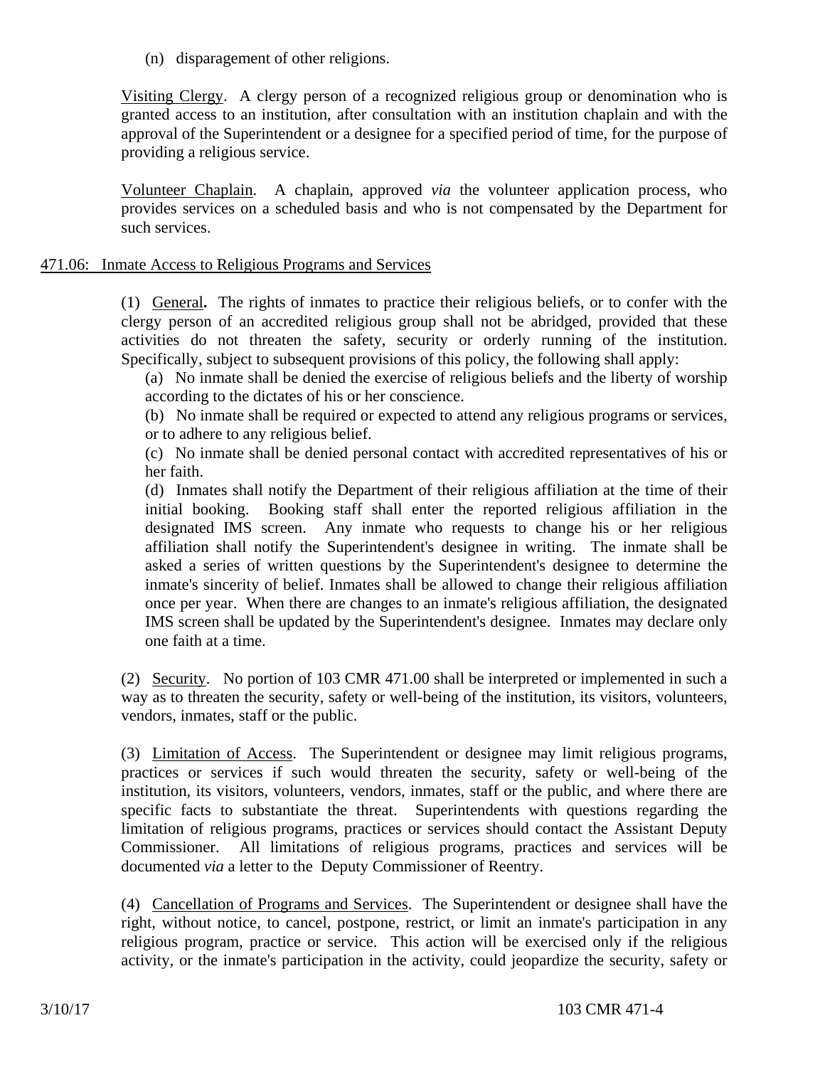(n) disparagement of other religions.

Visiting Clergy. A clergy person of a recognized religious group or denomination who is granted access to an institution, after consultation with an institution chaplain and with the approval of the Superintendent or a designee for a specified period of time, for the purpose of providing a religious service.

Volunteer Chaplain. A chaplain, approved *via* the volunteer application process, who provides services on a scheduled basis and who is not compensated by the Department for such services.

## 471.06: Inmate Access to Religious Programs and Services

(1) General**.** The rights of inmates to practice their religious beliefs, or to confer with the clergy person of an accredited religious group shall not be abridged, provided that these activities do not threaten the safety, security or orderly running of the institution. Specifically, subject to subsequent provisions of this policy, the following shall apply:

(a) No inmate shall be denied the exercise of religious beliefs and the liberty of worship according to the dictates of his or her conscience.

(b) No inmate shall be required or expected to attend any religious programs or services, or to adhere to any religious belief.

(c) No inmate shall be denied personal contact with accredited representatives of his or her faith.

(d) Inmates shall notify the Department of their religious affiliation at the time of their initial booking. Booking staff shall enter the reported religious affiliation in the designated IMS screen. Any inmate who requests to change his or her religious affiliation shall notify the Superintendent's designee in writing. The inmate shall be asked a series of written questions by the Superintendent's designee to determine the inmate's sincerity of belief. Inmates shall be allowed to change their religious affiliation once per year. When there are changes to an inmate's religious affiliation, the designated IMS screen shall be updated by the Superintendent's designee. Inmates may declare only one faith at a time.

(2) Security. No portion of 103 CMR 471.00 shall be interpreted or implemented in such a way as to threaten the security, safety or well-being of the institution, its visitors, volunteers, vendors, inmates, staff or the public.

(3) Limitation of Access. The Superintendent or designee may limit religious programs, practices or services if such would threaten the security, safety or well-being of the institution, its visitors, volunteers, vendors, inmates, staff or the public, and where there are specific facts to substantiate the threat. Superintendents with questions regarding the limitation of religious programs, practices or services should contact the Assistant Deputy Commissioner. All limitations of religious programs, practices and services will be documented *via* a letter to the Deputy Commissioner of Reentry.

(4) Cancellation of Programs and Services. The Superintendent or designee shall have the right, without notice, to cancel, postpone, restrict, or limit an inmate's participation in any religious program, practice or service. This action will be exercised only if the religious activity, or the inmate's participation in the activity, could jeopardize the security, safety or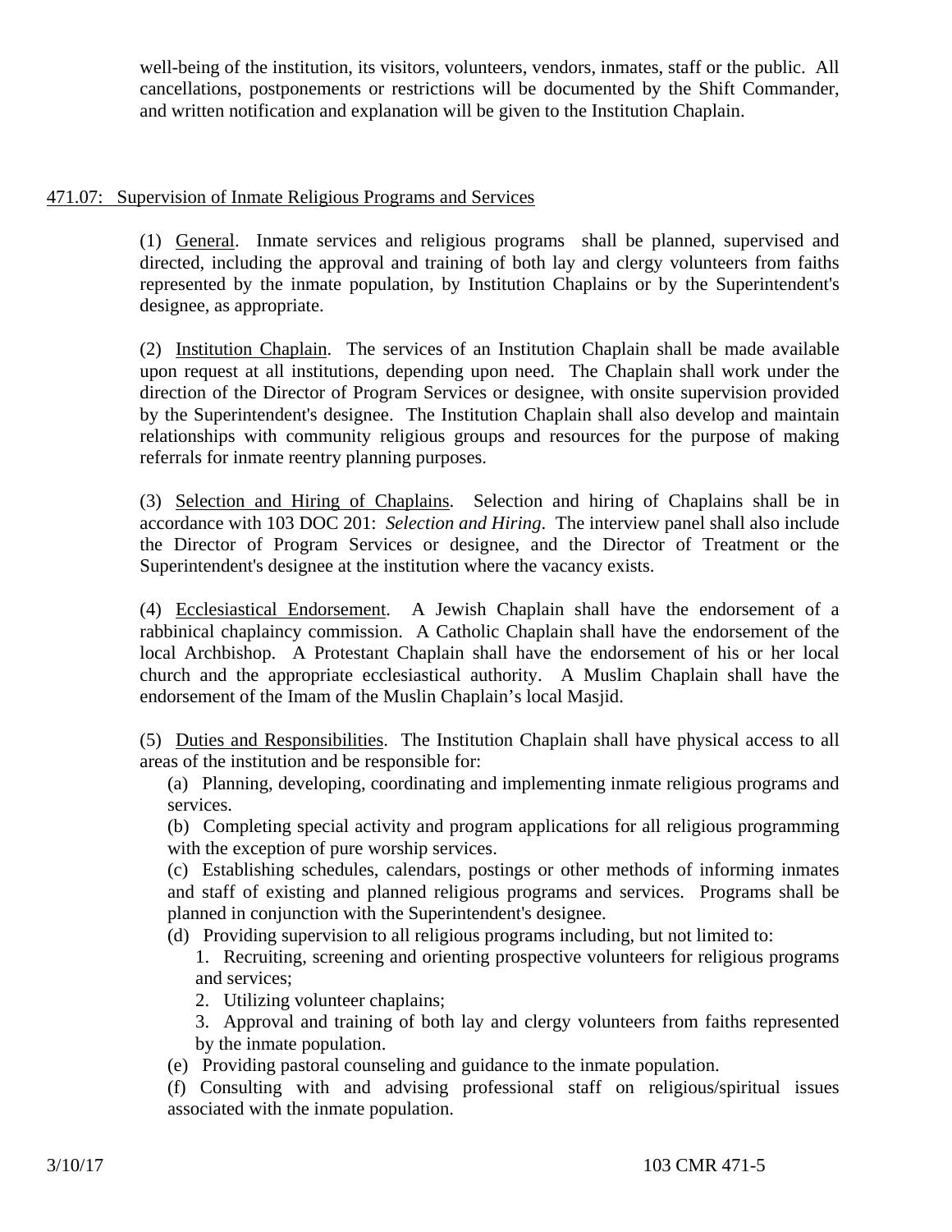well-being of the institution, its visitors, volunteers, vendors, inmates, staff or the public. All cancellations, postponements or restrictions will be documented by the Shift Commander, and written notification and explanation will be given to the Institution Chaplain.

## 471.07: Supervision of Inmate Religious Programs and Services

(1) General. Inmate services and religious programs shall be planned, supervised and directed, including the approval and training of both lay and clergy volunteers from faiths represented by the inmate population, by Institution Chaplains or by the Superintendent's designee, as appropriate.

(2) Institution Chaplain. The services of an Institution Chaplain shall be made available upon request at all institutions, depending upon need. The Chaplain shall work under the direction of the Director of Program Services or designee, with onsite supervision provided by the Superintendent's designee. The Institution Chaplain shall also develop and maintain relationships with community religious groups and resources for the purpose of making referrals for inmate reentry planning purposes.

(3) Selection and Hiring of Chaplains. Selection and hiring of Chaplains shall be in accordance with 103 DOC 201: *Selection and Hiring*. The interview panel shall also include the Director of Program Services or designee, and the Director of Treatment or the Superintendent's designee at the institution where the vacancy exists.

(4) Ecclesiastical Endorsement. A Jewish Chaplain shall have the endorsement of a rabbinical chaplaincy commission. A Catholic Chaplain shall have the endorsement of the local Archbishop. A Protestant Chaplain shall have the endorsement of his or her local church and the appropriate ecclesiastical authority. A Muslim Chaplain shall have the endorsement of the Imam of the Muslin Chaplain's local Masjid.

(5) Duties and Responsibilities. The Institution Chaplain shall have physical access to all areas of the institution and be responsible for:

(a) Planning, developing, coordinating and implementing inmate religious programs and services.

(b) Completing special activity and program applications for all religious programming with the exception of pure worship services.

(c) Establishing schedules, calendars, postings or other methods of informing inmates and staff of existing and planned religious programs and services. Programs shall be planned in conjunction with the Superintendent's designee.

(d) Providing supervision to all religious programs including, but not limited to:

1. Recruiting, screening and orienting prospective volunteers for religious programs and services;
2. Utilizing volunteer chaplains;
3. Approval and training of both lay and clergy volunteers from faiths represented by the inmate population.

(e) Providing pastoral counseling and guidance to the inmate population.

(f) Consulting with and advising professional staff on religious/spiritual issues associated with the inmate population.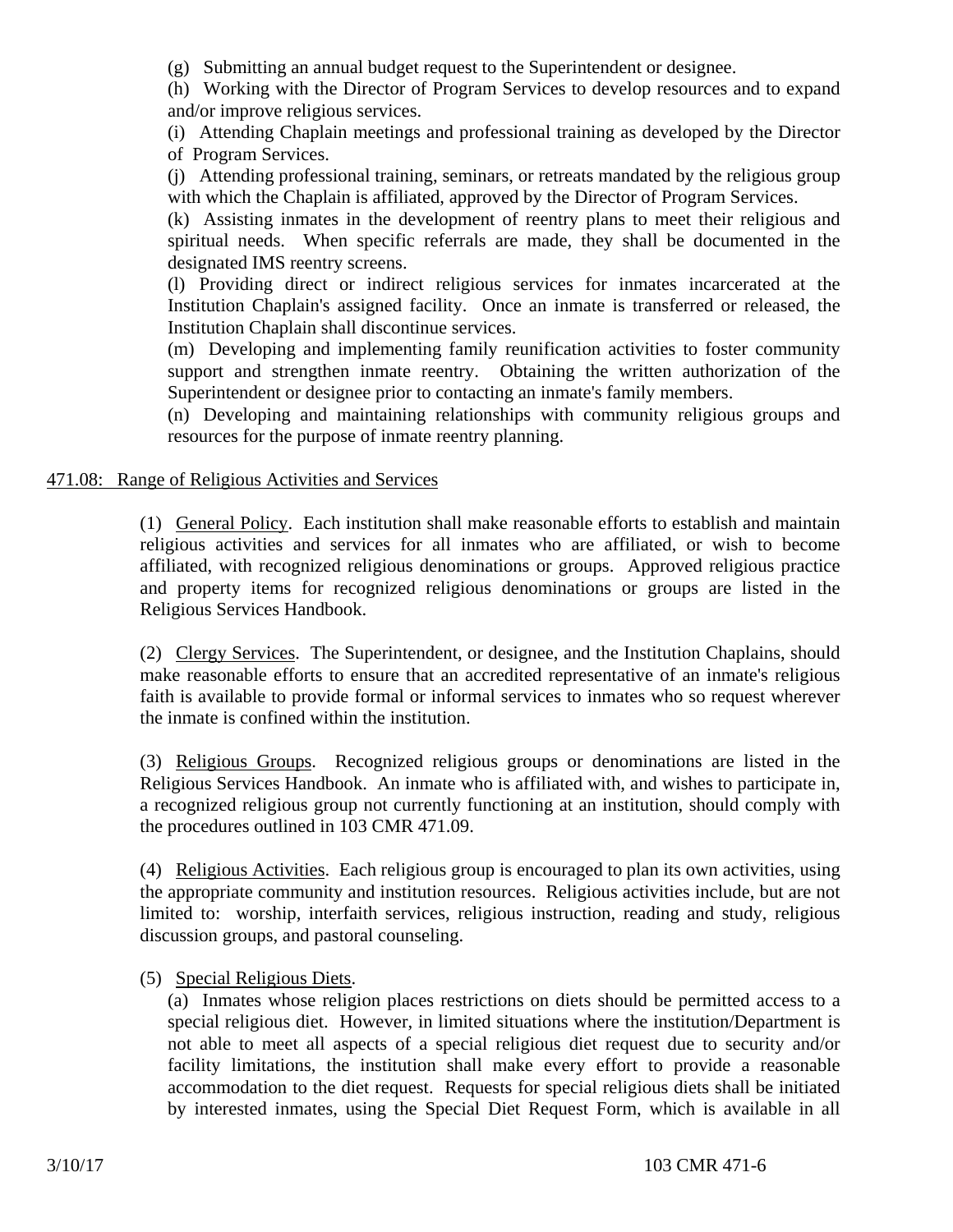(g) Submitting an annual budget request to the Superintendent or designee.

(h) Working with the Director of Program Services to develop resources and to expand and/or improve religious services.

(i) Attending Chaplain meetings and professional training as developed by the Director of Program Services.

(j) Attending professional training, seminars, or retreats mandated by the religious group with which the Chaplain is affiliated, approved by the Director of Program Services.

(k) Assisting inmates in the development of reentry plans to meet their religious and spiritual needs. When specific referrals are made, they shall be documented in the designated IMS reentry screens.

(l) Providing direct or indirect religious services for inmates incarcerated at the Institution Chaplain's assigned facility. Once an inmate is transferred or released, the Institution Chaplain shall discontinue services.

(m) Developing and implementing family reunification activities to foster community support and strengthen inmate reentry. Obtaining the written authorization of the Superintendent or designee prior to contacting an inmate's family members.

(n) Developing and maintaining relationships with community religious groups and resources for the purpose of inmate reentry planning.

471.08: Range of Religious Activities and Services

(1) General Policy. Each institution shall make reasonable efforts to establish and maintain religious activities and services for all inmates who are affiliated, or wish to become affiliated, with recognized religious denominations or groups. Approved religious practice and property items for recognized religious denominations or groups are listed in the Religious Services Handbook.

(2) Clergy Services. The Superintendent, or designee, and the Institution Chaplains, should make reasonable efforts to ensure that an accredited representative of an inmate's religious faith is available to provide formal or informal services to inmates who so request wherever the inmate is confined within the institution.

(3) Religious Groups. Recognized religious groups or denominations are listed in the Religious Services Handbook. An inmate who is affiliated with, and wishes to participate in, a recognized religious group not currently functioning at an institution, should comply with the procedures outlined in 103 CMR 471.09.

(4) Religious Activities. Each religious group is encouraged to plan its own activities, using the appropriate community and institution resources. Religious activities include, but are not limited to: worship, interfaith services, religious instruction, reading and study, religious discussion groups, and pastoral counseling.

(5) Special Religious Diets.

(a) Inmates whose religion places restrictions on diets should be permitted access to a special religious diet. However, in limited situations where the institution/Department is not able to meet all aspects of a special religious diet request due to security and/or facility limitations, the institution shall make every effort to provide a reasonable accommodation to the diet request. Requests for special religious diets shall be initiated by interested inmates, using the Special Diet Request Form, which is available in all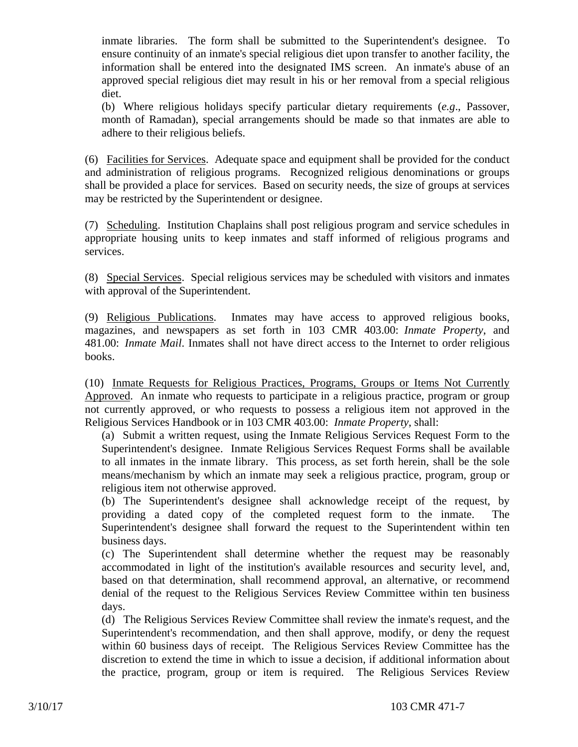inmate libraries. The form shall be submitted to the Superintendent's designee. To ensure continuity of an inmate's special religious diet upon transfer to another facility, the information shall be entered into the designated IMS screen. An inmate's abuse of an approved special religious diet may result in his or her removal from a special religious diet.

(b) Where religious holidays specify particular dietary requirements (*e.g*., Passover, month of Ramadan), special arrangements should be made so that inmates are able to adhere to their religious beliefs.

(6) Facilities for Services. Adequate space and equipment shall be provided for the conduct and administration of religious programs. Recognized religious denominations or groups shall be provided a place for services. Based on security needs, the size of groups at services may be restricted by the Superintendent or designee.

(7) Scheduling. Institution Chaplains shall post religious program and service schedules in appropriate housing units to keep inmates and staff informed of religious programs and services.

(8) Special Services. Special religious services may be scheduled with visitors and inmates with approval of the Superintendent.

(9) Religious Publications. Inmates may have access to approved religious books, magazines, and newspapers as set forth in 103 CMR 403.00: *Inmate Property*, and 481.00: *Inmate Mail*. Inmates shall not have direct access to the Internet to order religious books.

(10) Inmate Requests for Religious Practices, Programs, Groups or Items Not Currently Approved. An inmate who requests to participate in a religious practice, program or group not currently approved, or who requests to possess a religious item not approved in the Religious Services Handbook or in 103 CMR 403.00: *Inmate Property*, shall:

(a) Submit a written request, using the Inmate Religious Services Request Form to the Superintendent's designee. Inmate Religious Services Request Forms shall be available to all inmates in the inmate library. This process, as set forth herein, shall be the sole means/mechanism by which an inmate may seek a religious practice, program, group or religious item not otherwise approved.

(b) The Superintendent's designee shall acknowledge receipt of the request, by providing a dated copy of the completed request form to the inmate. The Superintendent's designee shall forward the request to the Superintendent within ten business days.

(c) The Superintendent shall determine whether the request may be reasonably accommodated in light of the institution's available resources and security level, and, based on that determination, shall recommend approval, an alternative, or recommend denial of the request to the Religious Services Review Committee within ten business days.

(d) The Religious Services Review Committee shall review the inmate's request, and the Superintendent's recommendation, and then shall approve, modify, or deny the request within 60 business days of receipt. The Religious Services Review Committee has the discretion to extend the time in which to issue a decision, if additional information about the practice, program, group or item is required. The Religious Services Review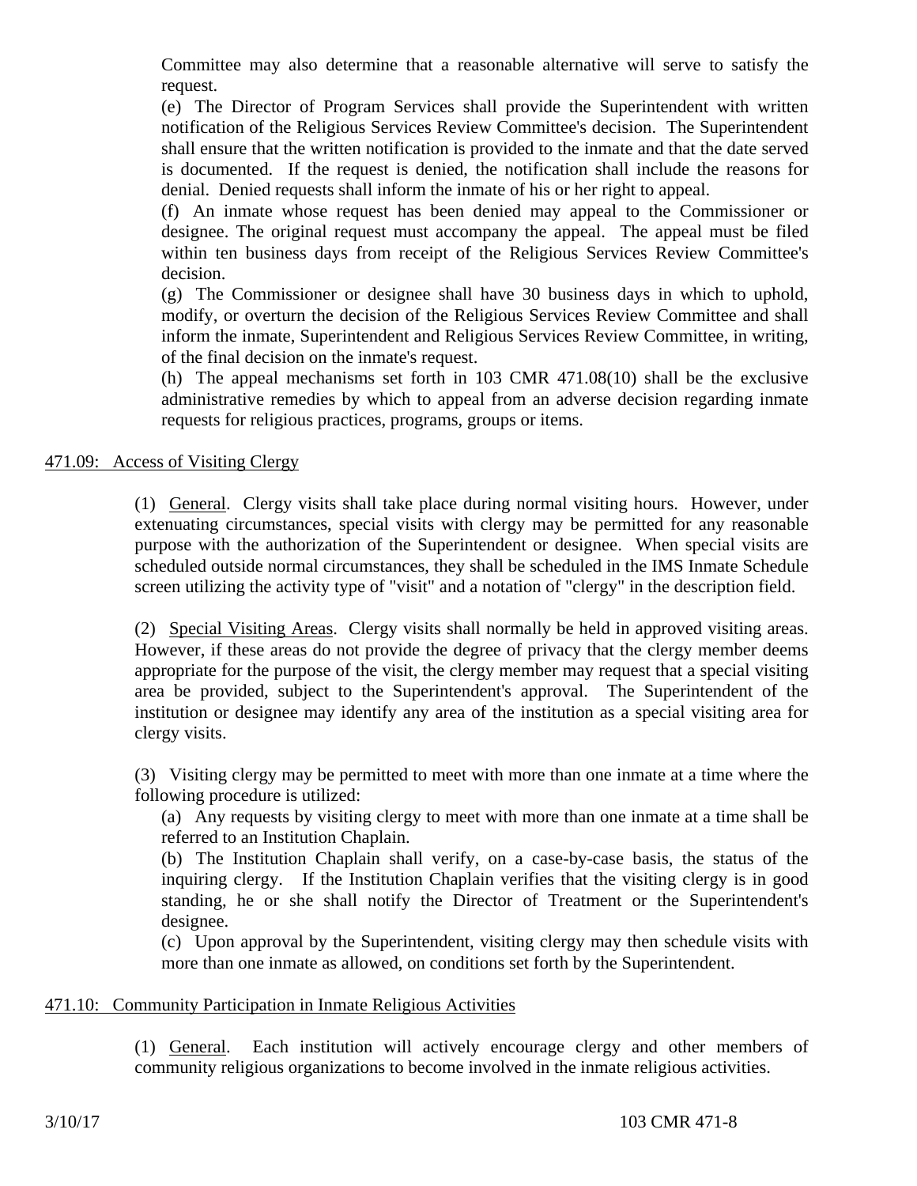Committee may also determine that a reasonable alternative will serve to satisfy the request.

(e) The Director of Program Services shall provide the Superintendent with written notification of the Religious Services Review Committee's decision. The Superintendent shall ensure that the written notification is provided to the inmate and that the date served is documented. If the request is denied, the notification shall include the reasons for denial. Denied requests shall inform the inmate of his or her right to appeal.

(f) An inmate whose request has been denied may appeal to the Commissioner or designee. The original request must accompany the appeal. The appeal must be filed within ten business days from receipt of the Religious Services Review Committee's decision.

(g) The Commissioner or designee shall have 30 business days in which to uphold, modify, or overturn the decision of the Religious Services Review Committee and shall inform the inmate, Superintendent and Religious Services Review Committee, in writing, of the final decision on the inmate's request.

(h) The appeal mechanisms set forth in 103 CMR 471.08(10) shall be the exclusive administrative remedies by which to appeal from an adverse decision regarding inmate requests for religious practices, programs, groups or items.

## 471.09: Access of Visiting Clergy

(1) General. Clergy visits shall take place during normal visiting hours. However, under extenuating circumstances, special visits with clergy may be permitted for any reasonable purpose with the authorization of the Superintendent or designee. When special visits are scheduled outside normal circumstances, they shall be scheduled in the IMS Inmate Schedule screen utilizing the activity type of "visit" and a notation of "clergy" in the description field.

(2) Special Visiting Areas. Clergy visits shall normally be held in approved visiting areas. However, if these areas do not provide the degree of privacy that the clergy member deems appropriate for the purpose of the visit, the clergy member may request that a special visiting area be provided, subject to the Superintendent's approval. The Superintendent of the institution or designee may identify any area of the institution as a special visiting area for clergy visits.

(3) Visiting clergy may be permitted to meet with more than one inmate at a time where the following procedure is utilized:

(a) Any requests by visiting clergy to meet with more than one inmate at a time shall be referred to an Institution Chaplain.

(b) The Institution Chaplain shall verify, on a case-by-case basis, the status of the inquiring clergy. If the Institution Chaplain verifies that the visiting clergy is in good standing, he or she shall notify the Director of Treatment or the Superintendent's designee.

(c) Upon approval by the Superintendent, visiting clergy may then schedule visits with more than one inmate as allowed, on conditions set forth by the Superintendent.

## 471.10: Community Participation in Inmate Religious Activities

(1) General. Each institution will actively encourage clergy and other members of community religious organizations to become involved in the inmate religious activities.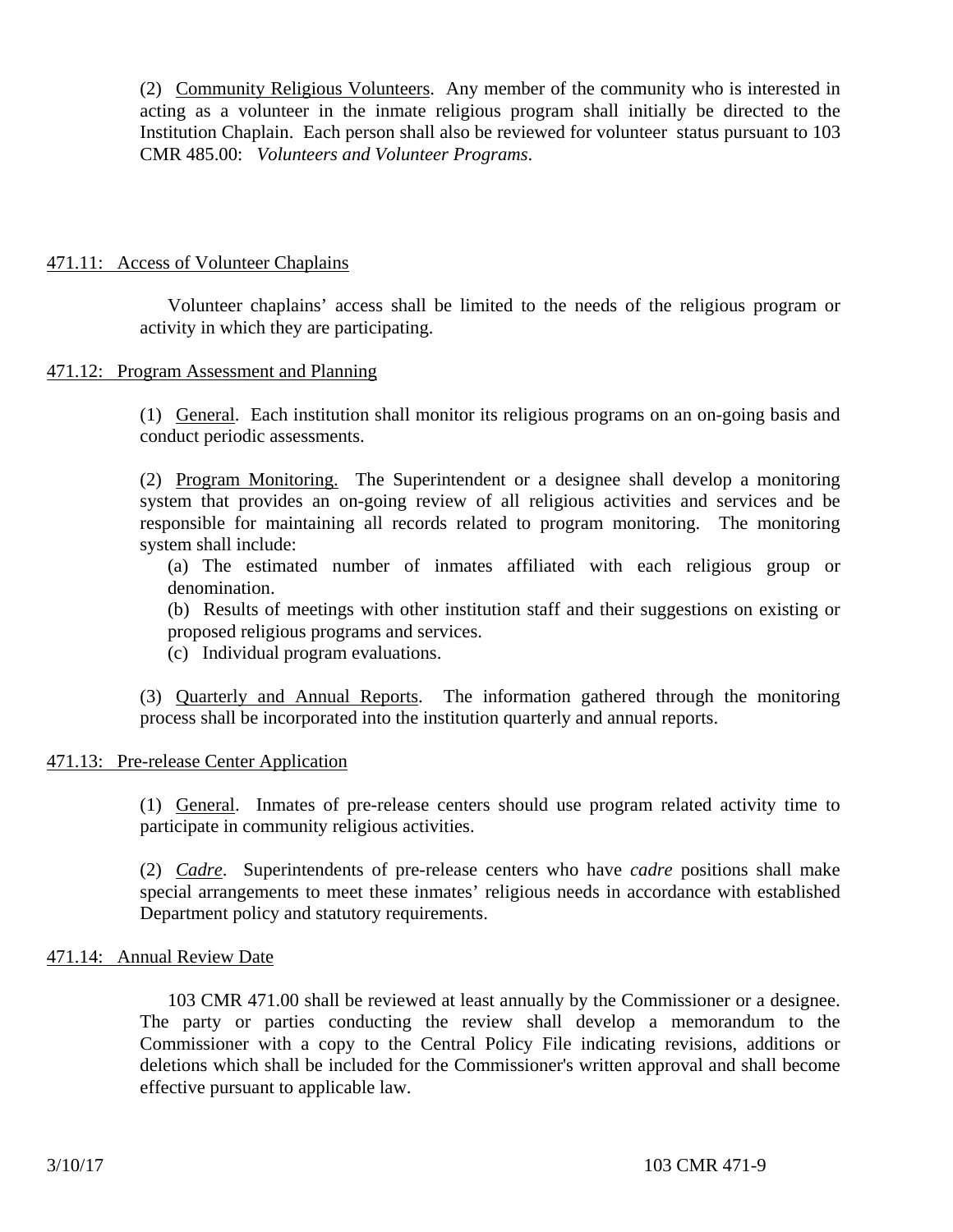(2) Community Religious Volunteers. Any member of the community who is interested in acting as a volunteer in the inmate religious program shall initially be directed to the Institution Chaplain. Each person shall also be reviewed for volunteer status pursuant to 103 CMR 485.00: *Volunteers and Volunteer Programs*.

## 471.11: Access of Volunteer Chaplains

Volunteer chaplains' access shall be limited to the needs of the religious program or activity in which they are participating.

## 471.12: Program Assessment and Planning

(1) General. Each institution shall monitor its religious programs on an on-going basis and conduct periodic assessments.

(2) Program Monitoring. The Superintendent or a designee shall develop a monitoring system that provides an on-going review of all religious activities and services and be responsible for maintaining all records related to program monitoring. The monitoring system shall include:

(a) The estimated number of inmates affiliated with each religious group or denomination.

(b) Results of meetings with other institution staff and their suggestions on existing or proposed religious programs and services.

(c) Individual program evaluations.

(3) Quarterly and Annual Reports. The information gathered through the monitoring process shall be incorporated into the institution quarterly and annual reports.

## 471.13: Pre-release Center Application

(1) General. Inmates of pre-release centers should use program related activity time to participate in community religious activities.

(2) *Cadre*. Superintendents of pre-release centers who have *cadre* positions shall make special arrangements to meet these inmates' religious needs in accordance with established Department policy and statutory requirements.

## 471.14: Annual Review Date

103 CMR 471.00 shall be reviewed at least annually by the Commissioner or a designee. The party or parties conducting the review shall develop a memorandum to the Commissioner with a copy to the Central Policy File indicating revisions, additions or deletions which shall be included for the Commissioner's written approval and shall become effective pursuant to applicable law.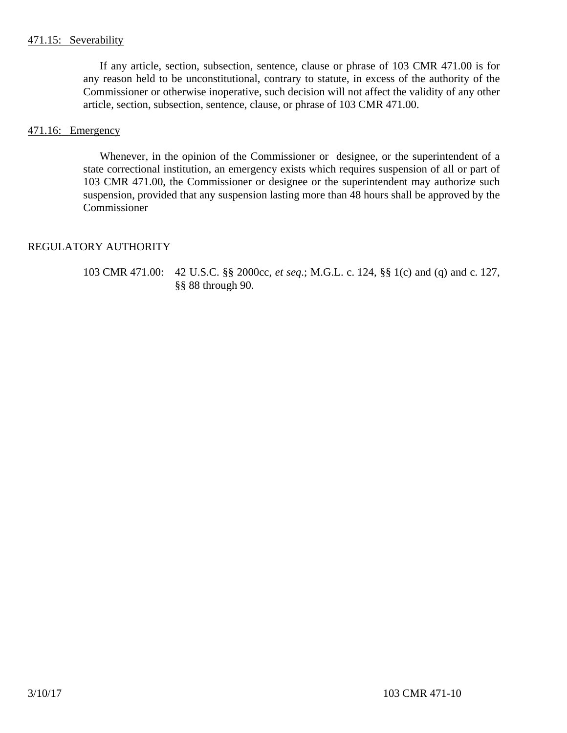471.15: Severability

If any article, section, subsection, sentence, clause or phrase of 103 CMR 471.00 is for any reason held to be unconstitutional, contrary to statute, in excess of the authority of the Commissioner or otherwise inoperative, such decision will not affect the validity of any other article, section, subsection, sentence, clause, or phrase of 103 CMR 471.00.

471.16: Emergency

Whenever, in the opinion of the Commissioner or designee, or the superintendent of a state correctional institution, an emergency exists which requires suspension of all or part of 103 CMR 471.00, the Commissioner or designee or the superintendent may authorize such suspension, provided that any suspension lasting more than 48 hours shall be approved by the Commissioner

REGULATORY AUTHORITY

103 CMR 471.00: 42 U.S.C. §§ 2000cc, *et seq*.; M.G.L. c. 124, §§ 1(c) and (q) and c. 127, §§ 88 through 90.